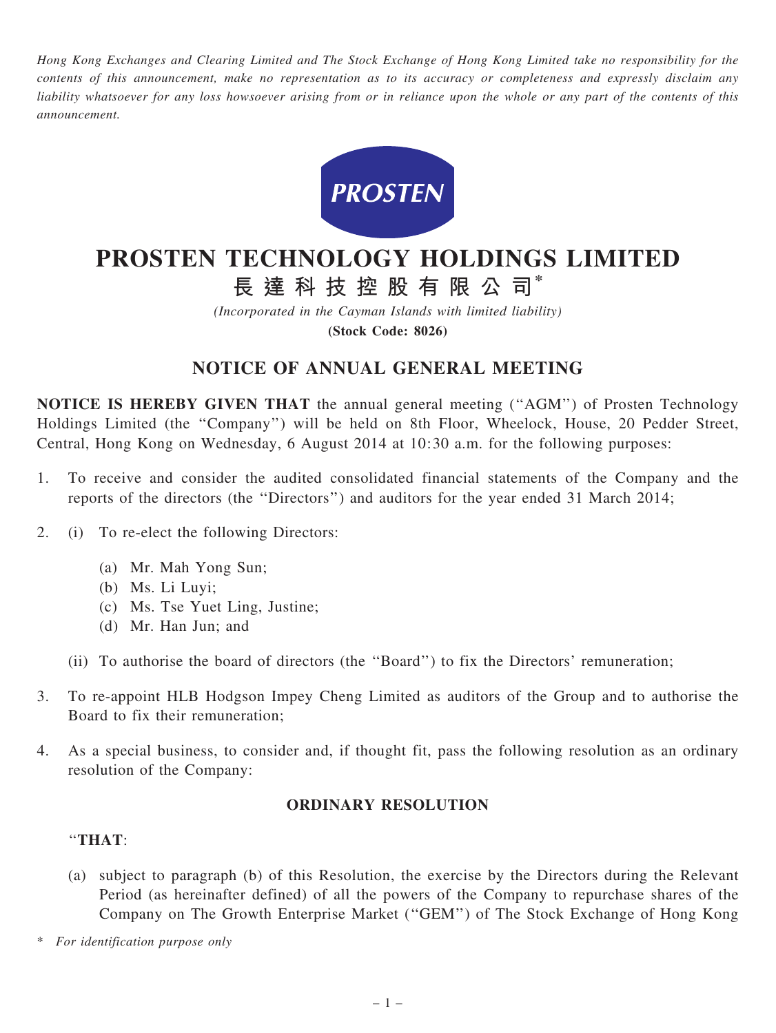*Hong Kong Exchanges and Clearing Limited and The Stock Exchange of Hong Kong Limited take no responsibility for the contents of this announcement, make no representation as to its accuracy or completeness and expressly disclaim any liability whatsoever for any loss howsoever arising from or in reliance upon the whole or any part of the contents of this announcement.*

PROSTEN

# PROSTEN TECHNOLOGY HOLDINGS LIMITED

# 長達科技控股有限公司*

*(Incorporated in the Cayman Islands with limited liability)*

**(Stock Code: 8026)**

## NOTICE OF ANNUAL GENERAL MEETING

**NOTICE IS HEREBY GIVEN THAT** the annual general meeting (''AGM'') of Prosten Technology Holdings Limited (the ''Company'') will be held on 8th Floor, Wheelock, House, 20 Pedder Street, Central, Hong Kong on Wednesday, 6 August 2014 at 10:30 a.m. for the following purposes:

1. To receive and consider the audited consolidated financial statements of the Company and the reports of the directors (the ''Directors'') and auditors for the year ended 31 March 2014;

2. (i) To re-elect the following Directors:

   (a) Mr. Mah Yong Sun;
   (b) Ms. Li Luyi;
   (c) Ms. Tse Yuet Ling, Justine;
   (d) Mr. Han Jun; and

   (ii) To authorise the board of directors (the ''Board'') to fix the Directors' remuneration;

3. To re-appoint HLB Hodgson Impey Cheng Limited as auditors of the Group and to authorise the Board to fix their remuneration;

4. As a special business, to consider and, if thought fit, pass the following resolution as an ordinary resolution of the Company:

### ORDINARY RESOLUTION

''**THAT**:

(a) subject to paragraph (b) of this Resolution, the exercise by the Directors during the Relevant Period (as hereinafter defined) of all the powers of the Company to repurchase shares of the Company on The Growth Enterprise Market (''GEM'') of The Stock Exchange of Hong Kong

\* *For identification purpose only*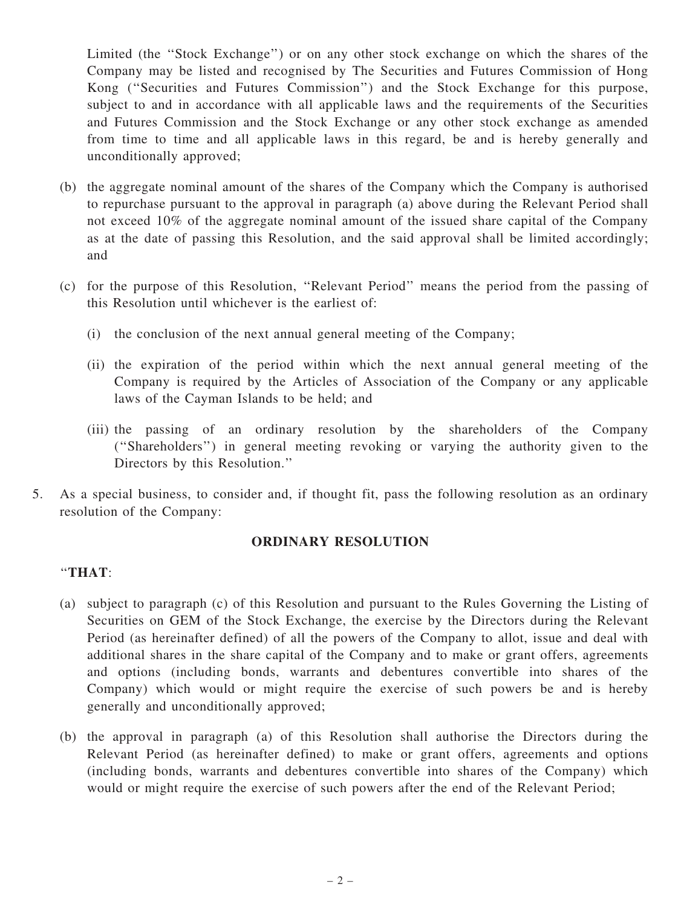Limited (the ''Stock Exchange'') or on any other stock exchange on which the shares of the Company may be listed and recognised by The Securities and Futures Commission of Hong Kong (''Securities and Futures Commission'') and the Stock Exchange for this purpose, subject to and in accordance with all applicable laws and the requirements of the Securities and Futures Commission and the Stock Exchange or any other stock exchange as amended from time to time and all applicable laws in this regard, be and is hereby generally and unconditionally approved;

(b) the aggregate nominal amount of the shares of the Company which the Company is authorised to repurchase pursuant to the approval in paragraph (a) above during the Relevant Period shall not exceed 10% of the aggregate nominal amount of the issued share capital of the Company as at the date of passing this Resolution, and the said approval shall be limited accordingly; and

(c) for the purpose of this Resolution, ''Relevant Period'' means the period from the passing of this Resolution until whichever is the earliest of:

(i) the conclusion of the next annual general meeting of the Company;

(ii) the expiration of the period within which the next annual general meeting of the Company is required by the Articles of Association of the Company or any applicable laws of the Cayman Islands to be held; and

(iii) the passing of an ordinary resolution by the shareholders of the Company (''Shareholders'') in general meeting revoking or varying the authority given to the Directors by this Resolution.''

5. As a special business, to consider and, if thought fit, pass the following resolution as an ordinary resolution of the Company:

**ORDINARY RESOLUTION**

''**THAT**:

(a) subject to paragraph (c) of this Resolution and pursuant to the Rules Governing the Listing of Securities on GEM of the Stock Exchange, the exercise by the Directors during the Relevant Period (as hereinafter defined) of all the powers of the Company to allot, issue and deal with additional shares in the share capital of the Company and to make or grant offers, agreements and options (including bonds, warrants and debentures convertible into shares of the Company) which would or might require the exercise of such powers be and is hereby generally and unconditionally approved;

(b) the approval in paragraph (a) of this Resolution shall authorise the Directors during the Relevant Period (as hereinafter defined) to make or grant offers, agreements and options (including bonds, warrants and debentures convertible into shares of the Company) which would or might require the exercise of such powers after the end of the Relevant Period;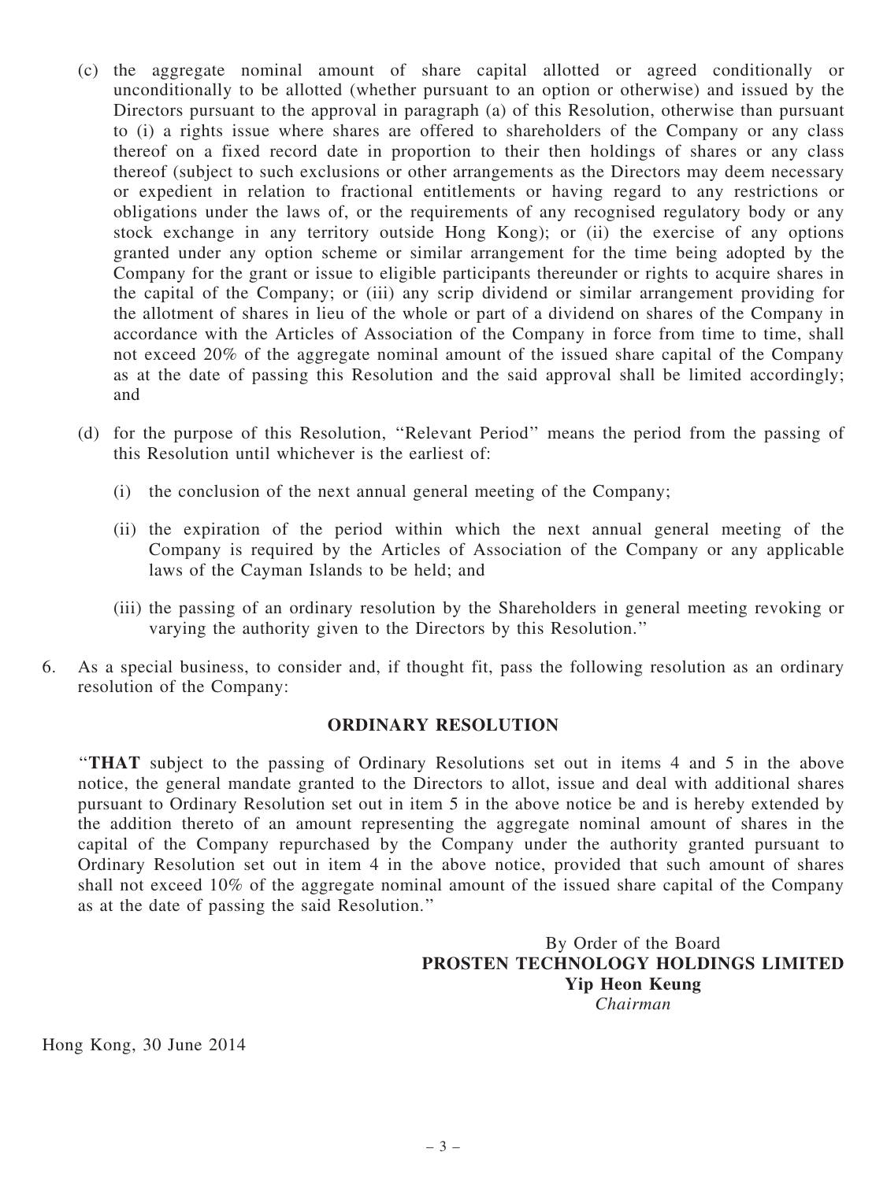(c) the aggregate nominal amount of share capital allotted or agreed conditionally or unconditionally to be allotted (whether pursuant to an option or otherwise) and issued by the Directors pursuant to the approval in paragraph (a) of this Resolution, otherwise than pursuant to (i) a rights issue where shares are offered to shareholders of the Company or any class thereof on a fixed record date in proportion to their then holdings of shares or any class thereof (subject to such exclusions or other arrangements as the Directors may deem necessary or expedient in relation to fractional entitlements or having regard to any restrictions or obligations under the laws of, or the requirements of any recognised regulatory body or any stock exchange in any territory outside Hong Kong); or (ii) the exercise of any options granted under any option scheme or similar arrangement for the time being adopted by the Company for the grant or issue to eligible participants thereunder or rights to acquire shares in the capital of the Company; or (iii) any scrip dividend or similar arrangement providing for the allotment of shares in lieu of the whole or part of a dividend on shares of the Company in accordance with the Articles of Association of the Company in force from time to time, shall not exceed 20% of the aggregate nominal amount of the issued share capital of the Company as at the date of passing this Resolution and the said approval shall be limited accordingly; and

(d) for the purpose of this Resolution, "Relevant Period" means the period from the passing of this Resolution until whichever is the earliest of:

(i) the conclusion of the next annual general meeting of the Company;

(ii) the expiration of the period within which the next annual general meeting of the Company is required by the Articles of Association of the Company or any applicable laws of the Cayman Islands to be held; and

(iii) the passing of an ordinary resolution by the Shareholders in general meeting revoking or varying the authority given to the Directors by this Resolution."

6. As a special business, to consider and, if thought fit, pass the following resolution as an ordinary resolution of the Company:

**ORDINARY RESOLUTION**

"**THAT** subject to the passing of Ordinary Resolutions set out in items 4 and 5 in the above notice, the general mandate granted to the Directors to allot, issue and deal with additional shares pursuant to Ordinary Resolution set out in item 5 in the above notice be and is hereby extended by the addition thereto of an amount representing the aggregate nominal amount of shares in the capital of the Company repurchased by the Company under the authority granted pursuant to Ordinary Resolution set out in item 4 in the above notice, provided that such amount of shares shall not exceed 10% of the aggregate nominal amount of the issued share capital of the Company as at the date of passing the said Resolution."

By Order of the Board
**PROSTEN TECHNOLOGY HOLDINGS LIMITED**
**Yip Heon Keung**
*Chairman*

Hong Kong, 30 June 2014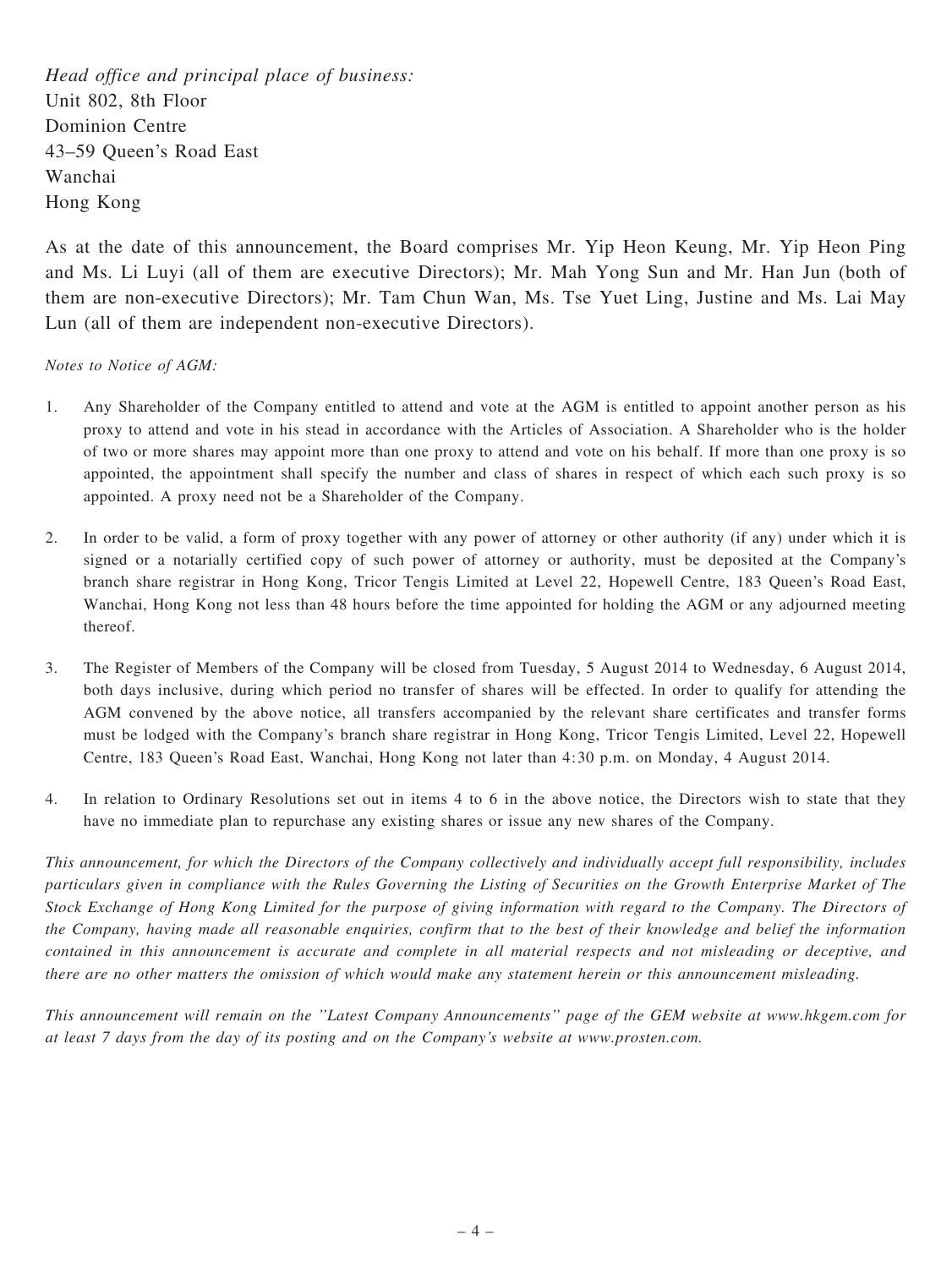*Head office and principal place of business:*
Unit 802, 8th Floor
Dominion Centre
43–59 Queen's Road East
Wanchai
Hong Kong

As at the date of this announcement, the Board comprises Mr. Yip Heon Keung, Mr. Yip Heon Ping and Ms. Li Luyi (all of them are executive Directors); Mr. Mah Yong Sun and Mr. Han Jun (both of them are non-executive Directors); Mr. Tam Chun Wan, Ms. Tse Yuet Ling, Justine and Ms. Lai May Lun (all of them are independent non-executive Directors).

*Notes to Notice of AGM:*

1. Any Shareholder of the Company entitled to attend and vote at the AGM is entitled to appoint another person as his proxy to attend and vote in his stead in accordance with the Articles of Association. A Shareholder who is the holder of two or more shares may appoint more than one proxy to attend and vote on his behalf. If more than one proxy is so appointed, the appointment shall specify the number and class of shares in respect of which each such proxy is so appointed. A proxy need not be a Shareholder of the Company.

2. In order to be valid, a form of proxy together with any power of attorney or other authority (if any) under which it is signed or a notarially certified copy of such power of attorney or authority, must be deposited at the Company's branch share registrar in Hong Kong, Tricor Tengis Limited at Level 22, Hopewell Centre, 183 Queen's Road East, Wanchai, Hong Kong not less than 48 hours before the time appointed for holding the AGM or any adjourned meeting thereof.

3. The Register of Members of the Company will be closed from Tuesday, 5 August 2014 to Wednesday, 6 August 2014, both days inclusive, during which period no transfer of shares will be effected. In order to qualify for attending the AGM convened by the above notice, all transfers accompanied by the relevant share certificates and transfer forms must be lodged with the Company's branch share registrar in Hong Kong, Tricor Tengis Limited, Level 22, Hopewell Centre, 183 Queen's Road East, Wanchai, Hong Kong not later than 4:30 p.m. on Monday, 4 August 2014.

4. In relation to Ordinary Resolutions set out in items 4 to 6 in the above notice, the Directors wish to state that they have no immediate plan to repurchase any existing shares or issue any new shares of the Company.

*This announcement, for which the Directors of the Company collectively and individually accept full responsibility, includes particulars given in compliance with the Rules Governing the Listing of Securities on the Growth Enterprise Market of The Stock Exchange of Hong Kong Limited for the purpose of giving information with regard to the Company. The Directors of the Company, having made all reasonable enquiries, confirm that to the best of their knowledge and belief the information contained in this announcement is accurate and complete in all material respects and not misleading or deceptive, and there are no other matters the omission of which would make any statement herein or this announcement misleading.*

*This announcement will remain on the "Latest Company Announcements" page of the GEM website at www.hkgem.com for at least 7 days from the day of its posting and on the Company's website at www.prosten.com.*